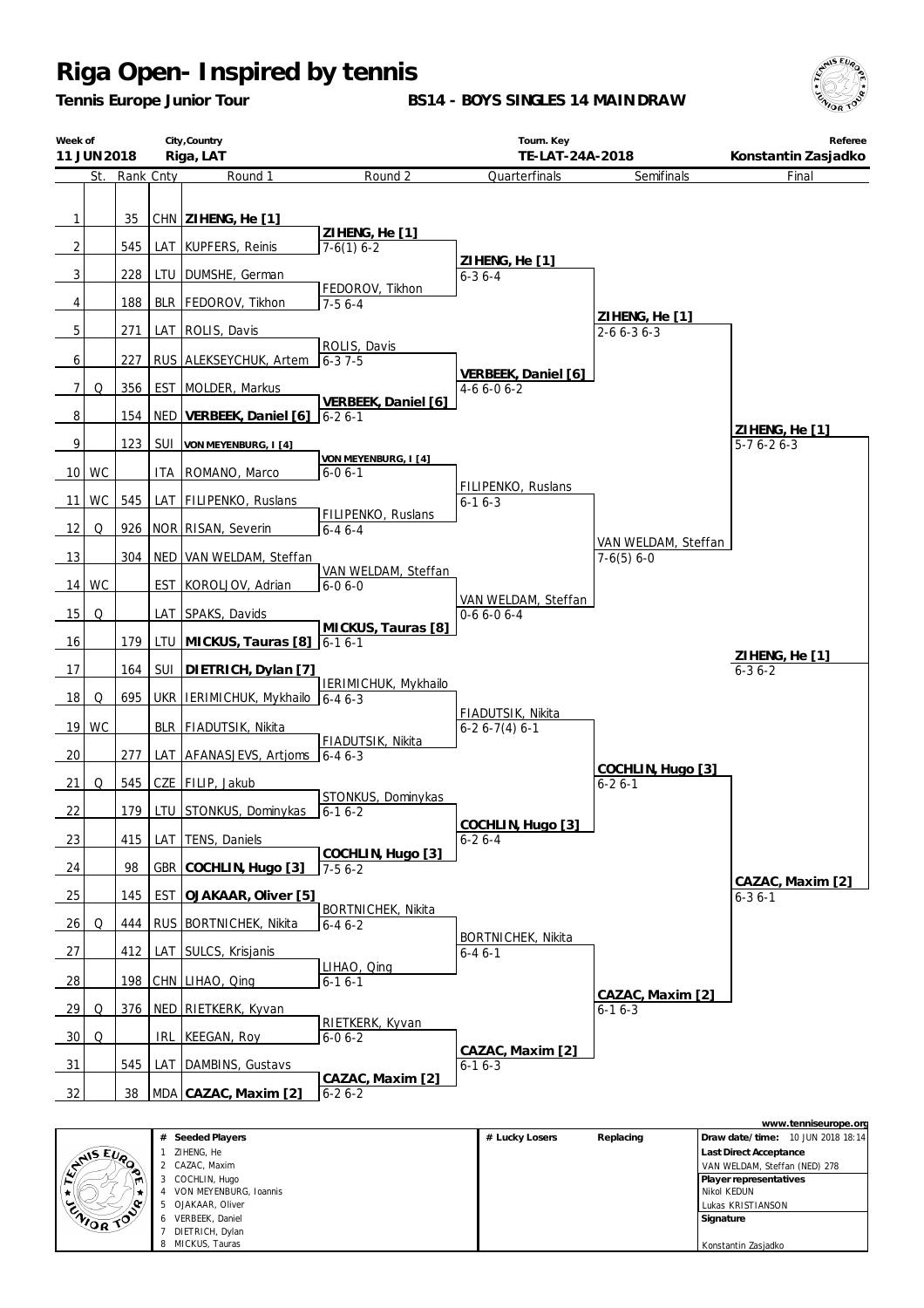# Riga Open- Inspired by tennis

**Tennis Europe Junior Tour** **BS14 - BOYS SINGLES 14 MAINDRAW**

| Week of | City,Country | Tourn. Key | Referee |
|---|---|---|---|
| 11 JUN 2018 | Riga, LAT | TE-LAT-24A-2018 | Konstantin Zasjadko |

| | St. | Rank | Cnty | Round 1 | Round 2 | Quarterfinals | Semifinals | Final |
|---|---|---|---|---|---|---|---|---|
| 1 | | 35 | CHN | **ZIHENG, He [1]** | | | | |
| | | | | | **ZIHENG, He [1]** 7-6(1) 6-2 | | | |
| 2 | | 545 | LAT | KUPFERS, Reinis | | | | |
| | | | | | | **ZIHENG, He [1]** 6-3 6-4 | | |
| 3 | | 228 | LTU | DUMSHE, German | | | | |
| | | | | | FEDOROV, Tikhon 7-5 6-4 | | | |
| 4 | | 188 | BLR | FEDOROV, Tikhon | | | | |
| | | | | | | | **ZIHENG, He [1]** 2-6 6-3 6-3 | |
| 5 | | 271 | LAT | ROLIS, Davis | | | | |
| | | | | | ROLIS, Davis 6-3 7-5 | | | |
| 6 | | 227 | RUS | ALEKSEYCHUK, Artem | | | | |
| | | | | | | **VERBEEK, Daniel [6]** 4-6 6-0 6-2 | | |
| 7 | Q | 356 | EST | MOLDER, Markus | | | | |
| | | | | | **VERBEEK, Daniel [6]** 6-2 6-1 | | | |
| 8 | | 154 | NED | **VERBEEK, Daniel [6]** | | | | |
| | | | | | | | | **ZIHENG, He [1]** 5-7 6-2 6-3 |
| 9 | | 123 | SUI | VON MEYENBURG, I [4] | | | | |
| | | | | | VON MEYENBURG, I [4] 6-0 6-1 | | | |
| 10 | WC | | ITA | ROMANO, Marco | | | | |
| | | | | | | FILIPENKO, Ruslans 6-1 6-3 | | |
| 11 | WC | 545 | LAT | FILIPENKO, Ruslans | | | | |
| | | | | | FILIPENKO, Ruslans 6-4 6-4 | | | |
| 12 | Q | 926 | NOR | RISAN, Severin | | | | |
| | | | | | | | VAN WELDAM, Steffan 7-6(5) 6-0 | |
| 13 | | 304 | NED | VAN WELDAM, Steffan | | | | |
| | | | | | VAN WELDAM, Steffan 6-0 6-0 | | | |
| 14 | WC | | EST | KOROLJOV, Adrian | | | | |
| | | | | | | VAN WELDAM, Steffan 0-6 6-0 6-4 | | |
| 15 | Q | | LAT | SPAKS, Davids | | | | |
| | | | | | **MICKUS, Tauras [8]** 6-1 6-1 | | | |
| 16 | | 179 | LTU | **MICKUS, Tauras [8]** | | | | |
| | | | | | | | | **ZIHENG, He [1]** 6-3 6-2 |
| 17 | | 164 | SUI | **DIETRICH, Dylan [7]** | | | | |
| | | | | | IERIMICHUK, Mykhailo 6-4 6-3 | | | |
| 18 | Q | 695 | UKR | IERIMICHUK, Mykhailo | | | | |
| | | | | | | FIADUTSIK, Nikita 6-2 6-7(4) 6-1 | | |
| 19 | WC | | BLR | FIADUTSIK, Nikita | | | | |
| | | | | | FIADUTSIK, Nikita 6-4 6-3 | | | |
| 20 | | 277 | LAT | AFANASJEVS, Artjoms | | | | |
| | | | | | | | **COCHLIN, Hugo [3]** 6-2 6-1 | |
| 21 | Q | 545 | CZE | FILIP, Jakub | | | | |
| | | | | | STONKUS, Dominykas 6-1 6-2 | | | |
| 22 | | 179 | LTU | STONKUS, Dominykas | | | | |
| | | | | | | **COCHLIN, Hugo [3]** 6-2 6-4 | | |
| 23 | | 415 | LAT | TENS, Daniels | | | | |
| | | | | | **COCHLIN, Hugo [3]** 7-5 6-2 | | | |
| 24 | | 98 | GBR | **COCHLIN, Hugo [3]** | | | | |
| | | | | | | | | **CAZAC, Maxim [2]** 6-3 6-1 |
| 25 | | 145 | EST | **OJAKAAR, Oliver [5]** | | | | |
| | | | | | BORTNICHEK, Nikita 6-4 6-2 | | | |
| 26 | Q | 444 | RUS | BORTNICHEK, Nikita | | | | |
| | | | | | | BORTNICHEK, Nikita 6-4 6-1 | | |
| 27 | | 412 | LAT | SULCS, Krisjanis | | | | |
| | | | | | LIHAO, Qing 6-1 6-1 | | | |
| 28 | | 198 | CHN | LIHAO, Qing | | | | |
| | | | | | | | **CAZAC, Maxim [2]** 6-1 6-3 | |
| 29 | Q | 376 | NED | RIETKERK, Kyvan | | | | |
| | | | | | RIETKERK, Kyvan 6-0 6-2 | | | |
| 30 | Q | | IRL | KEEGAN, Roy | | | | |
| | | | | | | **CAZAC, Maxim [2]** 6-1 6-3 | | |
| 31 | | 545 | LAT | DAMBINS, Gustavs | | | | |
| | | | | | **CAZAC, Maxim [2]** 6-2 6-2 | | | |
| 32 | | 38 | MDA | **CAZAC, Maxim [2]** | | | | |

www.tenniseurope.org

| # | Seeded Players | # Lucky Losers | Replacing |
|---|---|---|---|
| 1 | ZIHENG, He | | |
| 2 | CAZAC, Maxim | | |
| 3 | COCHLIN, Hugo | | |
| 4 | VON MEYENBURG, Ioannis | | |
| 5 | OJAKAAR, Oliver | | |
| 6 | VERBEEK, Daniel | | |
| 7 | DIETRICH, Dylan | | |
| 8 | MICKUS, Tauras | | |

**Draw date/time:** 10 JUN 2018 18:14

**Last Direct Acceptance**
VAN WELDAM, Steffan (NED) 278

**Player representatives**
Nikol KEDUN
Lukas KRISTIANSON

**Signature**

Konstantin Zasjadko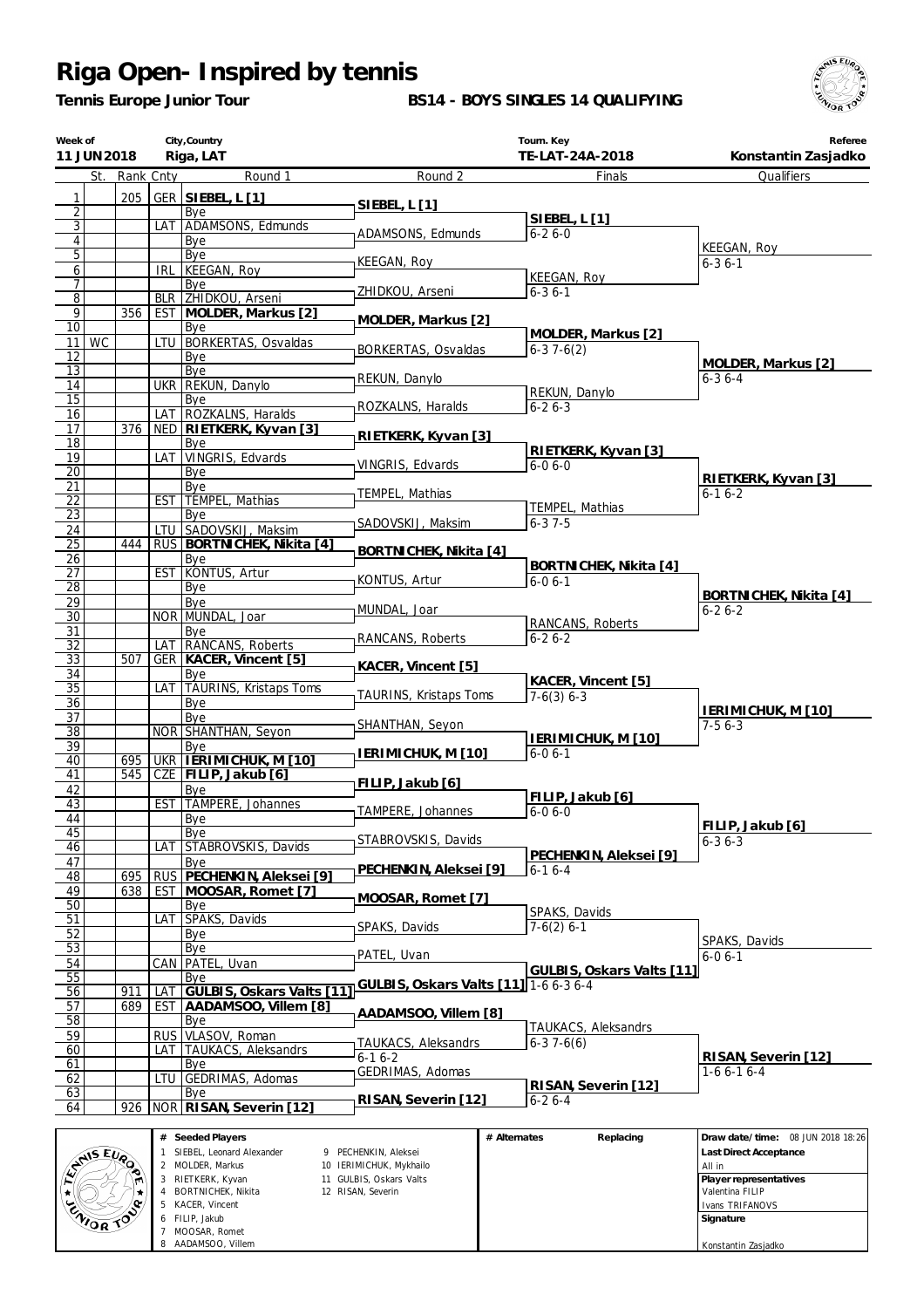# Riga Open- Inspired by tennis

**Tennis Europe Junior Tour**

**BS14 - BOYS SINGLES 14 QUALIFYING**

| Week of | City,Country | Tourn. Key | Referee |
|---|---|---|---|
| 11 JUN 2018 | Riga, LAT | TE-LAT-24A-2018 | Konstantin Zasjadko |

| # | St. | Rank | Cnty | Round 1 | Round 2 | Finals | Qualifiers |
|---|---|---|---|---|---|---|---|
| 1 | | 205 | GER | **SIEBEL, L [1]** | **SIEBEL, L [1]** | **SIEBEL, L [1]** 6-2 6-0 | KEEGAN, Roy 6-3 6-1 |
| 2 | | | | Bye | | | |
| 3 | | | LAT | ADAMSONS, Edmunds | ADAMSONS, Edmunds | | |
| 4 | | | | Bye | | | |
| 5 | | | | Bye | KEEGAN, Roy | KEEGAN, Roy 6-3 6-1 | |
| 6 | | | IRL | KEEGAN, Roy | | | |
| 7 | | | | Bye | ZHIDKOU, Arseni | | |
| 8 | | | BLR | ZHIDKOU, Arseni | | | |
| 9 | | 356 | EST | **MOLDER, Markus [2]** | **MOLDER, Markus [2]** | **MOLDER, Markus [2]** 6-3 7-6(2) | **MOLDER, Markus [2]** 6-3 6-4 |
| 10 | | | | Bye | | | |
| 11 | WC | | LTU | BORKERTAS, Osvaldas | BORKERTAS, Osvaldas | | |
| 12 | | | | Bye | | | |
| 13 | | | | Bye | REKUN, Danylo | REKUN, Danylo 6-2 6-3 | |
| 14 | | | UKR | REKUN, Danylo | | | |
| 15 | | | | Bye | ROZKALNS, Haralds | | |
| 16 | | | LAT | ROZKALNS, Haralds | | | |
| 17 | | 376 | NED | **RIETKERK, Kyvan [3]** | **RIETKERK, Kyvan [3]** | **RIETKERK, Kyvan [3]** 6-0 6-0 | **RIETKERK, Kyvan [3]** 6-1 6-2 |
| 18 | | | | Bye | | | |
| 19 | | | LAT | VINGRIS, Edvards | VINGRIS, Edvards | | |
| 20 | | | | Bye | | | |
| 21 | | | | Bye | TEMPEL, Mathias | TEMPEL, Mathias 6-3 7-5 | |
| 22 | | | EST | TEMPEL, Mathias | | | |
| 23 | | | | Bye | SADOVSKIJ, Maksim | | |
| 24 | | | LTU | SADOVSKIJ, Maksim | | | |
| 25 | | 444 | RUS | **BORTNICHEK, Nikita [4]** | **BORTNICHEK, Nikita [4]** | **BORTNICHEK, Nikita [4]** 6-0 6-1 | **BORTNICHEK, Nikita [4]** 6-2 6-2 |
| 26 | | | | Bye | | | |
| 27 | | | EST | KONTUS, Artur | KONTUS, Artur | | |
| 28 | | | | Bye | | | |
| 29 | | | | Bye | MUNDAL, Joar | RANCANS, Roberts 6-2 6-2 | |
| 30 | | | NOR | MUNDAL, Joar | | | |
| 31 | | | | Bye | RANCANS, Roberts | | |
| 32 | | | LAT | RANCANS, Roberts | | | |
| 33 | | 507 | GER | **KACER, Vincent [5]** | **KACER, Vincent [5]** | **KACER, Vincent [5]** 7-6(3) 6-3 | **IERIMICHUK, M [10]** 7-5 6-3 |
| 34 | | | | Bye | | | |
| 35 | | | LAT | TAURINS, Kristaps Toms | TAURINS, Kristaps Toms | | |
| 36 | | | | Bye | | | |
| 37 | | | | Bye | SHANTHAN, Seyon | **IERIMICHUK, M [10]** 6-0 6-1 | |
| 38 | | | NOR | SHANTHAN, Seyon | | | |
| 39 | | | | Bye | **IERIMICHUK, M [10]** | | |
| 40 | | 695 | UKR | **IERIMICHUK, M [10]** | | | |
| 41 | | 545 | CZE | **FILIP, Jakub [6]** | **FILIP, Jakub [6]** | **FILIP, Jakub [6]** 6-0 6-0 | **FILIP, Jakub [6]** 6-3 6-3 |
| 42 | | | | Bye | | | |
| 43 | | | EST | TAMPERE, Johannes | TAMPERE, Johannes | | |
| 44 | | | | Bye | | | |
| 45 | | | | Bye | STABROVSKIS, Davids | **PECHENKIN, Aleksei [9]** 6-1 6-4 | |
| 46 | | | LAT | STABROVSKIS, Davids | | | |
| 47 | | | | Bye | **PECHENKIN, Aleksei [9]** | | |
| 48 | | 695 | RUS | **PECHENKIN, Aleksei [9]** | | | |
| 49 | | 638 | EST | **MOOSAR, Romet [7]** | **MOOSAR, Romet [7]** | SPAKS, Davids 7-6(2) 6-1 | SPAKS, Davids 6-0 6-1 |
| 50 | | | | Bye | | | |
| 51 | | | LAT | SPAKS, Davids | SPAKS, Davids | | |
| 52 | | | | Bye | | | |
| 53 | | | | Bye | PATEL, Uvan | **GULBIS, Oskars Valts [11]** | |
| 54 | | | CAN | PATEL, Uvan | | | |
| 55 | | | | Bye | **GULBIS, Oskars Valts [11]** 1-6 6-3 6-4 | | |
| 56 | | 911 | LAT | **GULBIS, Oskars Valts [11]** | | | |
| 57 | | 689 | EST | **AADAMSOO, Villem [8]** | **AADAMSOO, Villem [8]** | TAUKACS, Aleksandrs 6-3 7-6(6) | **RISAN, Severin [12]** 1-6 6-1 6-4 |
| 58 | | | | Bye | | | |
| 59 | | | RUS | VLASOV, Roman | TAUKACS, Aleksandrs 6-1 6-2 | | |
| 60 | | | LAT | TAUKACS, Aleksandrs | | | |
| 61 | | | | Bye | GEDRIMAS, Adomas | **RISAN, Severin [12]** 6-2 6-4 | |
| 62 | | | LTU | GEDRIMAS, Adomas | | | |
| 63 | | | | Bye | **RISAN, Severin [12]** | | |
| 64 | | 926 | NOR | **RISAN, Severin [12]** | | | |

| # | Seeded Players | # | Seeded Players |
|---|---|---|---|
| 1 | SIEBEL, Leonard Alexander | 9 | PECHENKIN, Aleksei |
| 2 | MOLDER, Markus | 10 | IERIMICHUK, Mykhailo |
| 3 | RIETKERK, Kyvan | 11 | GULBIS, Oskars Valts |
| 4 | BORTNICHEK, Nikita | 12 | RISAN, Severin |
| 5 | KACER, Vincent | | |
| 6 | FILIP, Jakub | | |
| 7 | MOOSAR, Romet | | |
| 8 | AADAMSOO, Villem | | |

| # Alternates | Replacing |
|---|---|
| | |

**Draw date/time:** 08 JUN 2018 18:26

**Last Direct Acceptance**
All in

**Player representatives**
Valentina FILIP
Ivans TRIFANOVS

**Signature**

Konstantin Zasjadko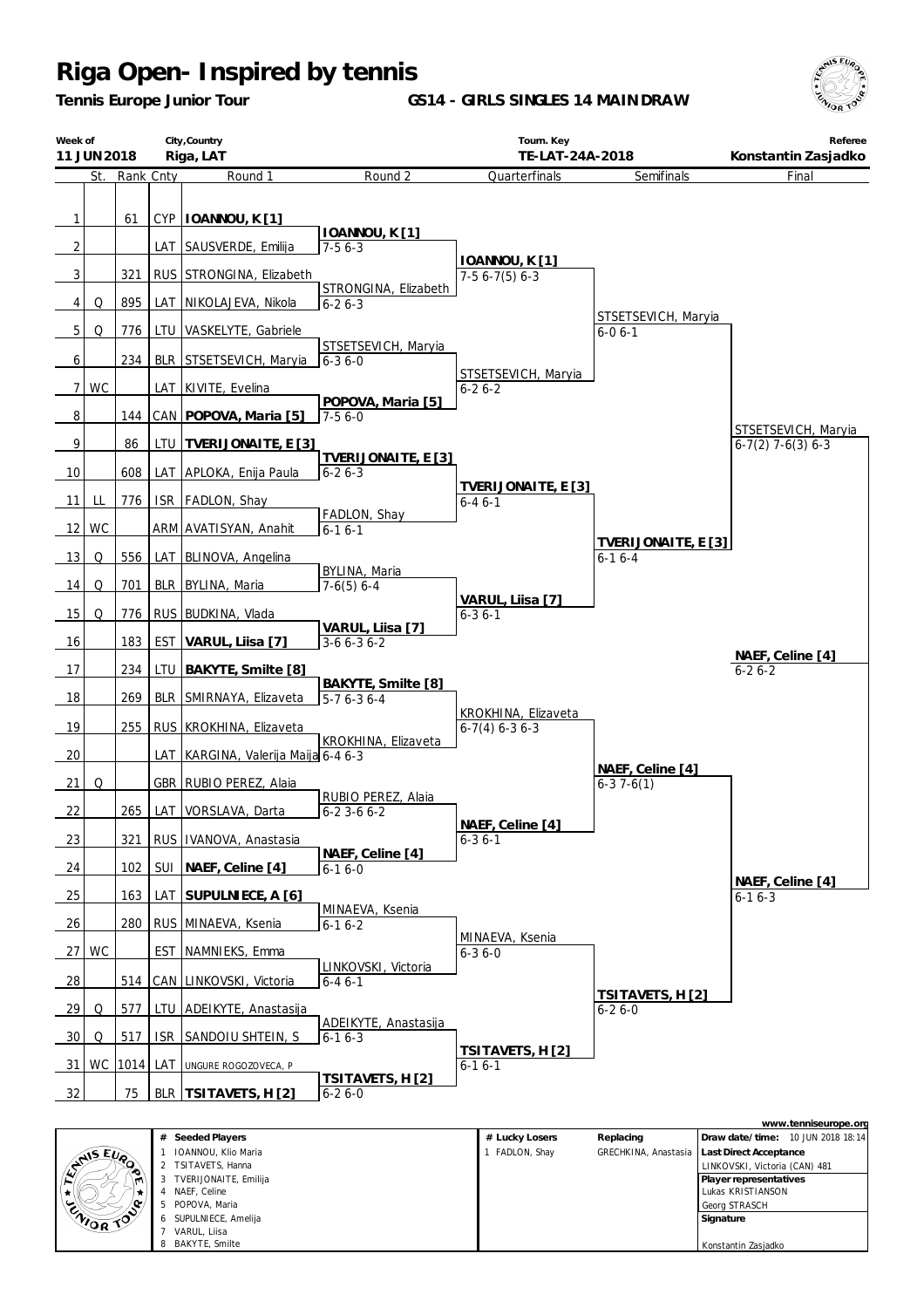# Riga Open- Inspired by tennis

**Tennis Europe Junior Tour**

**GS14 - GIRLS SINGLES 14 MAINDRAW**

| Week of | City,Country | Tourn. Key | Referee |
|---|---|---|---|
| 11 JUN 2018 | Riga, LAT | TE-LAT-24A-2018 | Konstantin Zasjadko |

| # | St. | Rank | Cnty | Round 1 | Round 2 | Quarterfinals | Semifinals | Final |
|---|---|---|---|---|---|---|---|---|
| 1 | | 61 | CYP | **IOANNOU, K [1]** | **IOANNOU, K [1]** 7-5 6-3 | **IOANNOU, K [1]** 7-5 6-7(5) 6-3 | STSETSEVICH, Maryia 6-0 6-1 | STSETSEVICH, Maryia 6-7(2) 7-6(3) 6-3 |
| 2 | | | LAT | SAUSVERDE, Emilija | | | | |
| 3 | | 321 | RUS | STRONGINA, Elizabeth | STRONGINA, Elizabeth 6-2 6-3 | | | |
| 4 | Q | 895 | LAT | NIKOLAJEVA, Nikola | | | | |
| 5 | Q | 776 | LTU | VASKELYTE, Gabriele | STSETSEVICH, Maryia 6-3 6-0 | STSETSEVICH, Maryia 6-2 6-2 | | |
| 6 | | 234 | BLR | STSETSEVICH, Maryia | | | | |
| 7 | WC | | LAT | KIVITE, Evelina | **POPOVA, Maria [5]** 7-5 6-0 | | | |
| 8 | | 144 | CAN | **POPOVA, Maria [5]** | | | | |
| 9 | | 86 | LTU | **TVERIJONAITE, E [3]** | **TVERIJONAITE, E [3]** 6-2 6-3 | **TVERIJONAITE, E [3]** 6-4 6-1 | **TVERIJONAITE, E [3]** 6-1 6-4 | |
| 10 | | 608 | LAT | APLOKA, Enija Paula | | | | |
| 11 | LL | 776 | ISR | FADLON, Shay | FADLON, Shay 6-1 6-1 | | | |
| 12 | WC | | ARM | AVATISYAN, Anahit | | | | |
| 13 | Q | 556 | LAT | BLINOVA, Angelina | BYLINA, Maria 7-6(5) 6-4 | **VARUL, Liisa [7]** 6-3 6-1 | | |
| 14 | Q | 701 | BLR | BYLINA, Maria | | | | |
| 15 | Q | 776 | RUS | BUDKINA, Vlada | **VARUL, Liisa [7]** 3-6 6-3 6-2 | | | |
| 16 | | 183 | EST | **VARUL, Liisa [7]** | | | | |
| 17 | | 234 | LTU | **BAKYTE, Smilte [8]** | **BAKYTE, Smilte [8]** 5-7 6-3 6-4 | KROKHINA, Elizaveta 6-7(4) 6-3 6-3 | **NAEF, Celine [4]** 6-3 7-6(1) | **NAEF, Celine [4]** 6-2 6-2 |
| 18 | | 269 | BLR | SMIRNAYA, Elizaveta | | | | |
| 19 | | 255 | RUS | KROKHINA, Elizaveta | KROKHINA, Elizaveta 6-4 6-3 | | | |
| 20 | | | LAT | KARGINA, Valerija Maija | | | | |
| 21 | Q | | GBR | RUBIO PEREZ, Alaia | RUBIO PEREZ, Alaia 6-2 3-6 6-2 | **NAEF, Celine [4]** 6-3 6-1 | | |
| 22 | | 265 | LAT | VORSLAVA, Darta | | | | |
| 23 | | 321 | RUS | IVANOVA, Anastasia | **NAEF, Celine [4]** 6-1 6-0 | | | |
| 24 | | 102 | SUI | **NAEF, Celine [4]** | | | | |
| 25 | | 163 | LAT | **SUPULNIECE, A [6]** | MINAEVA, Ksenia 6-1 6-2 | MINAEVA, Ksenia 6-3 6-0 | **TSITAVETS, H [2]** 6-2 6-0 | **NAEF, Celine [4]** 6-1 6-3 |
| 26 | | 280 | RUS | MINAEVA, Ksenia | | | | |
| 27 | WC | | EST | NAMNIEKS, Emma | LINKOVSKI, Victoria 6-4 6-1 | | | |
| 28 | | 514 | CAN | LINKOVSKI, Victoria | | | | |
| 29 | Q | 577 | LTU | ADEIKYTE, Anastasija | ADEIKYTE, Anastasija 6-1 6-3 | **TSITAVETS, H [2]** 6-1 6-1 | | |
| 30 | Q | 517 | ISR | SANDOIU SHTEIN, S | | | | |
| 31 | WC | 1014 | LAT | UNGURE ROGOZOVECA, P | **TSITAVETS, H [2]** 6-2 6-0 | | | |
| 32 | | 75 | BLR | **TSITAVETS, H [2]** | | | | |

www.tenniseurope.org

| # | Seeded Players |
|---|---|
| 1 | IOANNOU, Klio Maria |
| 2 | TSITAVETS, Hanna |
| 3 | TVERIJONAITE, Emilija |
| 4 | NAEF, Celine |
| 5 | POPOVA, Maria |
| 6 | SUPULNIECE, Amelija |
| 7 | VARUL, Liisa |
| 8 | BAKYTE, Smilte |

| # | Lucky Losers | Replacing |
|---|---|---|
| 1 | FADLON, Shay | GRECHKINA, Anastasia |

**Draw date/time:** 10 JUN 2018 18:14

**Last Direct Acceptance**
LINKOVSKI, Victoria (CAN) 481

**Player representatives**
Lukas KRISTIANSON
Georg STRASCH

**Signature**

Konstantin Zasjadko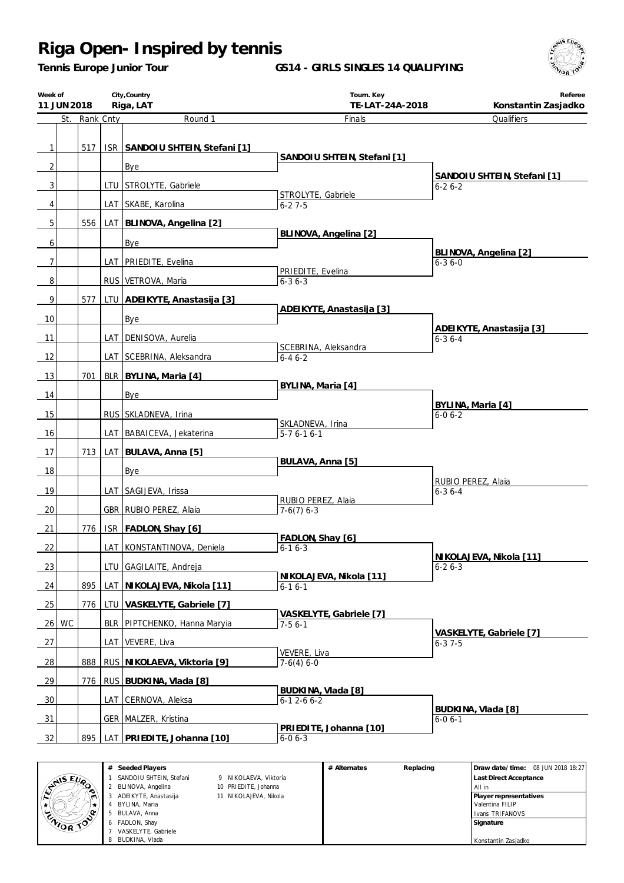# Riga Open- Inspired by tennis

**Tennis Europe Junior Tour**

**GS14 - GIRLS SINGLES 14 QUALIFYING**

| Week of | City,Country | Tourn. Key | Referee |
|---|---|---|---|
| 11 JUN 2018 | Riga, LAT | TE-LAT-24A-2018 | Konstantin Zasjadko |

| # | St. | Rank | Cnty | Round 1 | Finals | Qualifiers |
|---|---|---|---|---|---|---|
| 1 | | 517 | ISR | **SANDOIU SHTEIN, Stefani [1]** | | |
| | | | | | **SANDOIU SHTEIN, Stefani [1]** | |
| 2 | | | | Bye | | |
| | | | | | | **SANDOIU SHTEIN, Stefani [1]** 6-2 6-2 |
| 3 | | | LTU | STROLYTE, Gabriele | | |
| | | | | | STROLYTE, Gabriele 6-2 7-5 | |
| 4 | | | LAT | SKABE, Karolina | | |
| 5 | | 556 | LAT | **BLINOVA, Angelina [2]** | | |
| | | | | | **BLINOVA, Angelina [2]** | |
| 6 | | | | Bye | | |
| | | | | | | **BLINOVA, Angelina [2]** 6-3 6-0 |
| 7 | | | LAT | PRIEDITE, Evelina | | |
| | | | | | PRIEDITE, Evelina 6-3 6-3 | |
| 8 | | | RUS | VETROVA, Maria | | |
| 9 | | 577 | LTU | **ADEIKYTE, Anastasija [3]** | | |
| | | | | | **ADEIKYTE, Anastasija [3]** | |
| 10 | | | | Bye | | |
| | | | | | | **ADEIKYTE, Anastasija [3]** 6-3 6-4 |
| 11 | | | LAT | DENISOVA, Aurelia | | |
| | | | | | SCEBRINA, Aleksandra 6-4 6-2 | |
| 12 | | | LAT | SCEBRINA, Aleksandra | | |
| 13 | | 701 | BLR | **BYLINA, Maria [4]** | | |
| | | | | | **BYLINA, Maria [4]** | |
| 14 | | | | Bye | | |
| | | | | | | **BYLINA, Maria [4]** 6-0 6-2 |
| 15 | | | RUS | SKLADNEVA, Irina | | |
| | | | | | SKLADNEVA, Irina 5-7 6-1 6-1 | |
| 16 | | | LAT | BABAICEVA, Jekaterina | | |
| 17 | | 713 | LAT | **BULAVA, Anna [5]** | | |
| | | | | | **BULAVA, Anna [5]** | |
| 18 | | | | Bye | | |
| | | | | | | RUBIO PEREZ, Alaia 6-3 6-4 |
| 19 | | | LAT | SAGIJEVA, Irissa | | |
| | | | | | RUBIO PEREZ, Alaia 7-6(7) 6-3 | |
| 20 | | | GBR | RUBIO PEREZ, Alaia | | |
| 21 | | 776 | ISR | **FADLON, Shay [6]** | | |
| | | | | | **FADLON, Shay [6]** 6-1 6-3 | |
| 22 | | | LAT | KONSTANTINOVA, Deniela | | |
| | | | | | | **NIKOLAJEVA, Nikola [11]** 6-2 6-3 |
| 23 | | | LTU | GAGILAITE, Andreja | | |
| | | | | | **NIKOLAJEVA, Nikola [11]** 6-1 6-1 | |
| 24 | | 895 | LAT | **NIKOLAJEVA, Nikola [11]** | | |
| 25 | | 776 | LTU | **VASKELYTE, Gabriele [7]** | | |
| | | | | | **VASKELYTE, Gabriele [7]** 7-5 6-1 | |
| 26 | WC | | BLR | PIPTCHENKO, Hanna Maryia | | |
| | | | | | | **VASKELYTE, Gabriele [7]** 6-3 7-5 |
| 27 | | | LAT | VEVERE, Liva | | |
| | | | | | VEVERE, Liva 7-6(4) 6-0 | |
| 28 | | 888 | RUS | **NIKOLAEVA, Viktoria [9]** | | |
| 29 | | 776 | RUS | **BUDKINA, Vlada [8]** | | |
| | | | | | **BUDKINA, Vlada [8]** 6-1 2-6 6-2 | |
| 30 | | | LAT | CERNOVA, Aleksa | | |
| | | | | | | **BUDKINA, Vlada [8]** 6-0 6-1 |
| 31 | | | GER | MALZER, Kristina | | |
| | | | | | **PRIEDITE, Johanna [10]** 6-0 6-3 | |
| 32 | | 895 | LAT | **PRIEDITE, Johanna [10]** | | |

| # | Seeded Players | # | Seeded Players | # Alternates | Replacing |
|---|---|---|---|---|---|
| 1 | SANDOIU SHTEIN, Stefani | 9 | NIKOLAEVA, Viktoria | | |
| 2 | BLINOVA, Angelina | 10 | PRIEDITE, Johanna | | |
| 3 | ADEIKYTE, Anastasija | 11 | NIKOLAJEVA, Nikola | | |
| 4 | BYLINA, Maria | | | | |
| 5 | BULAVA, Anna | | | | |
| 6 | FADLON, Shay | | | | |
| 7 | VASKELYTE, Gabriele | | | | |
| 8 | BUDKINA, Vlada | | | | |

**Draw date/time:** 08 JUN 2018 18:27

**Last Direct Acceptance**
All in

**Player representatives**
Valentina FILIP
Ivans TRIFANOVS

**Signature**
Konstantin Zasjadko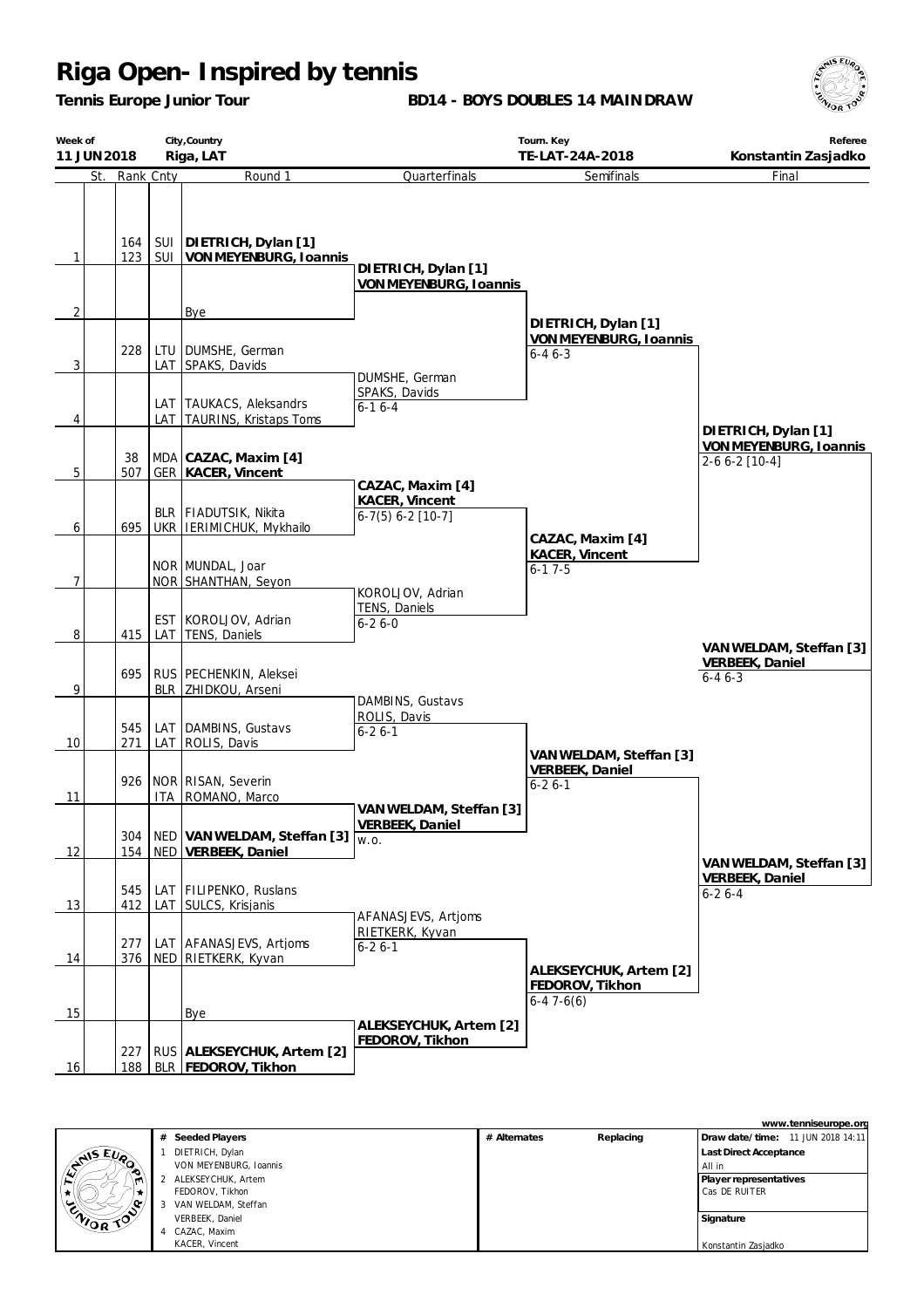# Riga Open- Inspired by tennis

**Tennis Europe Junior Tour**

**BD14 - BOYS DOUBLES 14 MAIN DRAW**

| Week of | City,Country | Tourn. Key | Referee |
|---|---|---|---|
| 11 JUN 2018 | Riga, LAT | TE-LAT-24A-2018 | Konstantin Zasjadko |

| | St. | Rank | Cnty | Round 1 | Quarterfinals | Semifinals | Final |
|---|---|---|---|---|---|---|---|
| 1 | | 164 / 123 | SUI / SUI | **DIETRICH, Dylan [1] / VON MEYENBURG, Ioannis** | **DIETRICH, Dylan [1] / VON MEYENBURG, Ioannis** | | |
| 2 | | | | Bye | | **DIETRICH, Dylan [1] / VON MEYENBURG, Ioannis** 6-4 6-3 | |
| 3 | | 228 | LTU / LAT | DUMSHE, German / SPAKS, Davids | DUMSHE, German / SPAKS, Davids 6-1 6-4 | | |
| 4 | | | LAT / LAT | TAUKACS, Aleksandrs / TAURINS, Kristaps Toms | | | **DIETRICH, Dylan [1] / VON MEYENBURG, Ioannis** 2-6 6-2 [10-4] |
| 5 | | 38 / 507 | MDA / GER | **CAZAC, Maxim [4] / KACER, Vincent** | **CAZAC, Maxim [4] / KACER, Vincent** 6-7(5) 6-2 [10-7] | | |
| 6 | | 695 | BLR / UKR | FIADUTSIK, Nikita / IERIMICHUK, Mykhailo | | **CAZAC, Maxim [4] / KACER, Vincent** 6-1 7-5 | |
| 7 | | | NOR / NOR | MUNDAL, Joar / SHANTHAN, Seyon | KOROLJOV, Adrian / TENS, Daniels 6-2 6-0 | | |
| 8 | | 415 | EST / LAT | KOROLJOV, Adrian / TENS, Daniels | | | **VAN WELDAM, Steffan [3] / VERBEEK, Daniel** 6-4 6-3 |
| 9 | | 695 | RUS / BLR | PECHENKIN, Aleksei / ZHIDKOU, Arseni | DAMBINS, Gustavs / ROLIS, Davis 6-2 6-1 | | |
| 10 | | 545 / 271 | LAT / LAT | DAMBINS, Gustavs / ROLIS, Davis | | **VAN WELDAM, Steffan [3] / VERBEEK, Daniel** 6-2 6-1 | |
| 11 | | 926 | NOR / ITA | RISAN, Severin / ROMANO, Marco | **VAN WELDAM, Steffan [3] / VERBEEK, Daniel** w.o. | | |
| 12 | | 304 / 154 | NED / NED | **VAN WELDAM, Steffan [3] / VERBEEK, Daniel** | | | **VAN WELDAM, Steffan [3] / VERBEEK, Daniel** 6-2 6-4 |
| 13 | | 545 / 412 | LAT / LAT | FILIPENKO, Ruslans / SULCS, Krisjanis | AFANASJEVS, Artjoms / RIETKERK, Kyvan 6-2 6-1 | | |
| 14 | | 277 / 376 | LAT / NED | AFANASJEVS, Artjoms / RIETKERK, Kyvan | | **ALEKSEYCHUK, Artem [2] / FEDOROV, Tikhon** 6-4 7-6(6) | |
| 15 | | | | Bye | **ALEKSEYCHUK, Artem [2] / FEDOROV, Tikhon** | | |
| 16 | | 227 / 188 | RUS / BLR | **ALEKSEYCHUK, Artem [2] / FEDOROV, Tikhon** | | | |

| # | Seeded Players | # Alternates | Replacing | |
|---|---|---|---|---|
| 1 | DIETRICH, Dylan / VON MEYENBURG, Ioannis | | | **Draw date/time:** 11 JUN 2018 14:11 |
| 2 | ALEKSEYCHUK, Artem / FEDOROV, Tikhon | | | **Last Direct Acceptance:** All in |
| 3 | VAN WELDAM, Steffan / VERBEEK, Daniel | | | **Player representatives:** Cas DE RUITER |
| 4 | CAZAC, Maxim / KACER, Vincent | | | **Signature:** Konstantin Zasjadko |

www.tenniseurope.org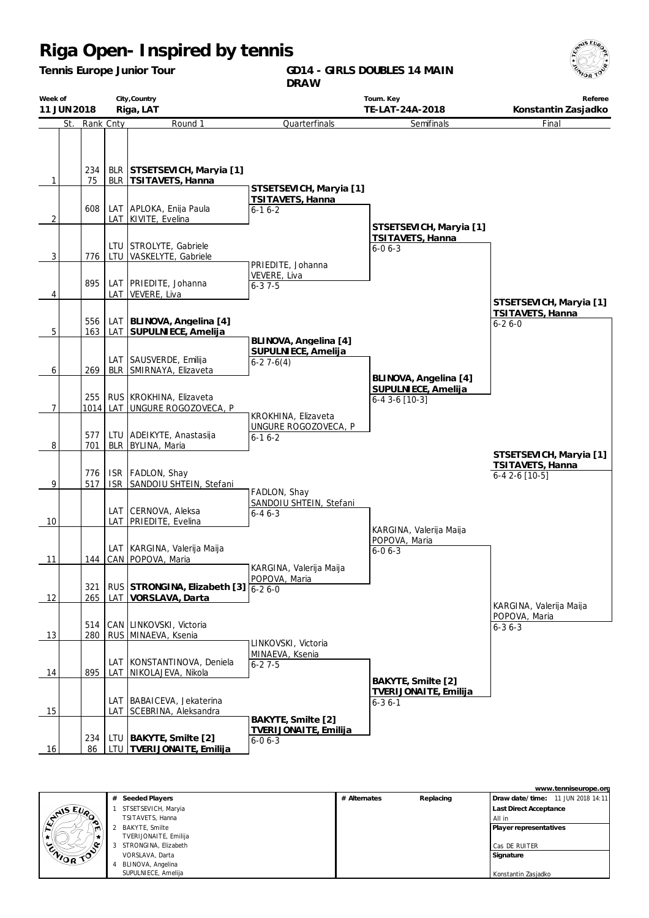# Riga Open- Inspired by tennis

**Tennis Europe Junior Tour**

**GD14 - GIRLS DOUBLES 14 MAIN DRAW**

| Week of | City,Country | Tourn. Key | Referee |
|---|---|---|---|
| 11 JUN 2018 | Riga, LAT | TE-LAT-24A-2018 | Konstantin Zasjadko |

| # | St. | Rank | Cnty | Round 1 | Quarterfinals | Semifinals | Final |
|---|---|---|---|---|---|---|---|
| 1 | | 234 / 75 | BLR / BLR | **STSETSEVICH, Maryia [1]** / **TSITAVETS, Hanna** | **STSETSEVICH, Maryia [1]** / **TSITAVETS, Hanna** 6-1 6-2 | **STSETSEVICH, Maryia [1]** / **TSITAVETS, Hanna** 6-0 6-3 | **STSETSEVICH, Maryia [1]** / **TSITAVETS, Hanna** 6-2 6-0 |
| 2 | | 608 | LAT / LAT | APLOKA, Enija Paula / KIVITE, Evelina | | | |
| 3 | | 776 | LTU / LTU | STROLYTE, Gabriele / VASKELYTE, Gabriele | PRIEDITE, Johanna / VEVERE, Liva 6-3 7-5 | | |
| 4 | | 895 | LAT / LAT | PRIEDITE, Johanna / VEVERE, Liva | | | |
| 5 | | 556 / 163 | LAT / LAT | **BLINOVA, Angelina [4]** / **SUPULNIECE, Amelija** | **BLINOVA, Angelina [4]** / **SUPULNIECE, Amelija** 6-2 7-6(4) | **BLINOVA, Angelina [4]** / **SUPULNIECE, Amelija** 6-4 3-6 [10-3] | |
| 6 | | 269 | LAT / BLR | SAUSVERDE, Emilija / SMIRNAYA, Elizaveta | | | |
| 7 | | 255 / 1014 | RUS / LAT | KROKHINA, Elizaveta / UNGURE ROGOZOVECA, P | KROKHINA, Elizaveta / UNGURE ROGOZOVECA, P 6-1 6-2 | | |
| 8 | | 577 / 701 | LTU / BLR | ADEIKYTE, Anastasija / BYLINA, Maria | | | **STSETSEVICH, Maryia [1]** / **TSITAVETS, Hanna** 6-4 2-6 [10-5] |
| 9 | | 776 / 517 | ISR / ISR | FADLON, Shay / SANDOIU SHTEIN, Stefani | FADLON, Shay / SANDOIU SHTEIN, Stefani 6-4 6-3 | | |
| 10 | | | LAT / LAT | CERNOVA, Aleksa / PRIEDITE, Evelina | | KARGINA, Valerija Maija / POPOVA, Maria 6-0 6-3 | |
| 11 | | 144 | LAT / CAN | KARGINA, Valerija Maija / POPOVA, Maria | KARGINA, Valerija Maija / POPOVA, Maria 6-2 6-0 | | |
| 12 | | 321 / 265 | RUS / LAT | **STRONGINA, Elizabeth [3]** / **VORSLAVA, Darta** | | | KARGINA, Valerija Maija / POPOVA, Maria 6-3 6-3 |
| 13 | | 514 / 280 | CAN / RUS | LINKOVSKI, Victoria / MINAEVA, Ksenia | LINKOVSKI, Victoria / MINAEVA, Ksenia 6-2 7-5 | | |
| 14 | | 895 | LAT / LAT | KONSTANTINOVA, Deniela / NIKOLAJEVA, Nikola | | **BAKYTE, Smilte [2]** / **TVERIJONAITE, Emilija** 6-3 6-1 | |
| 15 | | | LAT / LAT | BABAICEVA, Jekaterina / SCEBRINA, Aleksandra | **BAKYTE, Smilte [2]** / **TVERIJONAITE, Emilija** 6-0 6-3 | | |
| 16 | | 234 / 86 | LTU / LTU | **BAKYTE, Smilte [2]** / **TVERIJONAITE, Emilija** | | | |

www.tenniseurope.org

| # | Seeded Players | # Alternates | Replacing | |
|---|---|---|---|---|
| 1 | STSETSEVICH, Maryia / TSITAVETS, Hanna | | | **Draw date/time:** 11 JUN 2018 14:11 |
| 2 | BAKYTE, Smilte / TVERIJONAITE, Emilija | | | **Last Direct Acceptance**: All in |
| 3 | STRONGINA, Elizabeth / VORSLAVA, Darta | | | **Player representatives**: Cas DE RUITER |
| 4 | BLINOVA, Angelina / SUPULNIECE, Amelija | | | **Signature**: Konstantin Zasjadko |